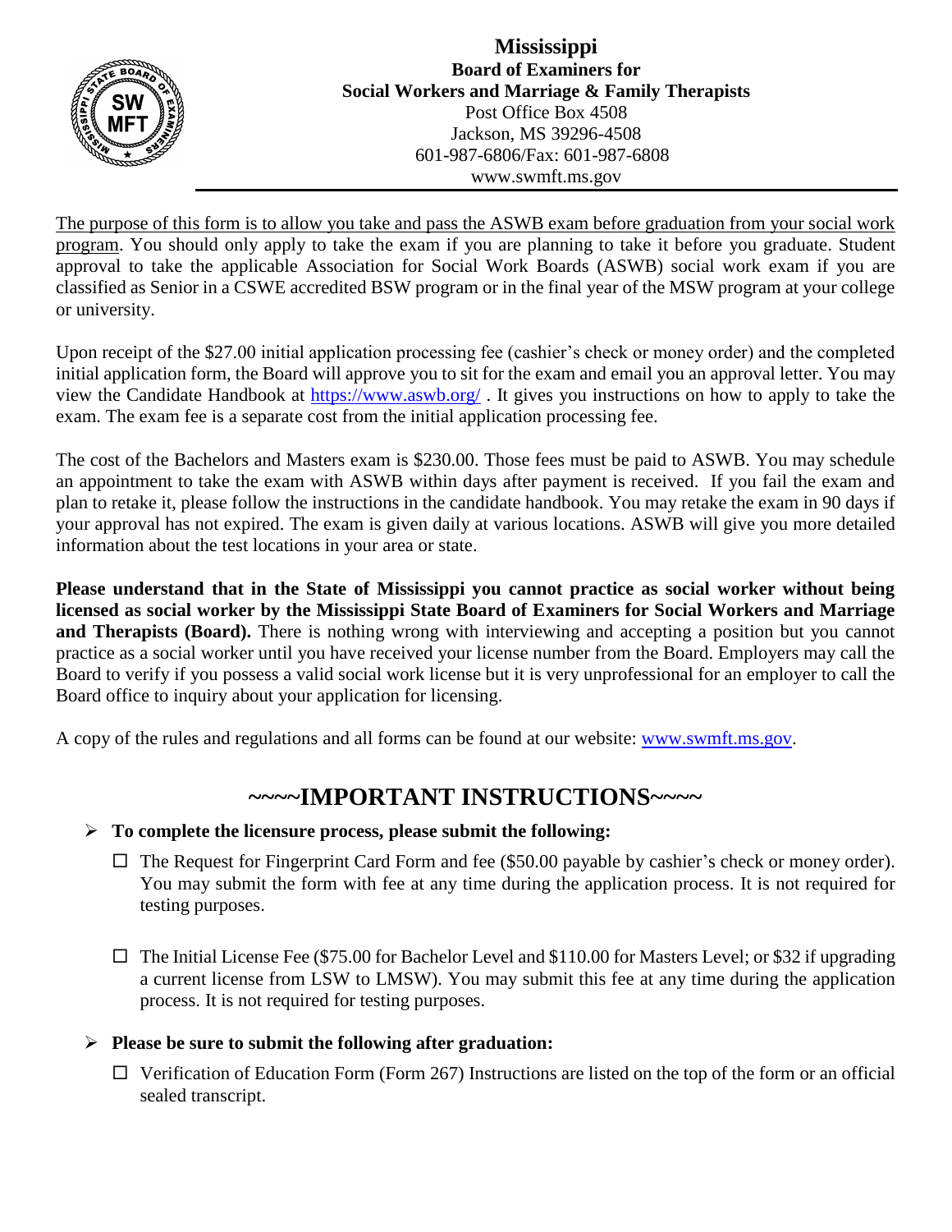# Mississippi

**Board of Examiners for**
**Social Workers and Marriage & Family Therapists**
Post Office Box 4508
Jackson, MS 39296-4508
601-987-6806/Fax: 601-987-6808
www.swmft.ms.gov

---

The purpose of this form is to allow you take and pass the ASWB exam before graduation from your social work program. You should only apply to take the exam if you are planning to take it before you graduate. Student approval to take the applicable Association for Social Work Boards (ASWB) social work exam if you are classified as Senior in a CSWE accredited BSW program or in the final year of the MSW program at your college or university.

Upon receipt of the $27.00 initial application processing fee (cashier's check or money order) and the completed initial application form, the Board will approve you to sit for the exam and email you an approval letter. You may view the Candidate Handbook at https://www.aswb.org/ . It gives you instructions on how to apply to take the exam. The exam fee is a separate cost from the initial application processing fee.

The cost of the Bachelors and Masters exam is $230.00. Those fees must be paid to ASWB. You may schedule an appointment to take the exam with ASWB within days after payment is received. If you fail the exam and plan to retake it, please follow the instructions in the candidate handbook. You may retake the exam in 90 days if your approval has not expired. The exam is given daily at various locations. ASWB will give you more detailed information about the test locations in your area or state.

**Please understand that in the State of Mississippi you cannot practice as social worker without being licensed as social worker by the Mississippi State Board of Examiners for Social Workers and Marriage and Therapists (Board).** There is nothing wrong with interviewing and accepting a position but you cannot practice as a social worker until you have received your license number from the Board. Employers may call the Board to verify if you possess a valid social work license but it is very unprofessional for an employer to call the Board office to inquiry about your application for licensing.

A copy of the rules and regulations and all forms can be found at our website: www.swmft.ms.gov.

## ~~~~IMPORTANT INSTRUCTIONS~~~~

- **To complete the licensure process, please submit the following:**
  - ☐ The Request for Fingerprint Card Form and fee ($50.00 payable by cashier's check or money order). You may submit the form with fee at any time during the application process. It is not required for testing purposes.
  - ☐ The Initial License Fee ($75.00 for Bachelor Level and $110.00 for Masters Level; or $32 if upgrading a current license from LSW to LMSW). You may submit this fee at any time during the application process. It is not required for testing purposes.
- **Please be sure to submit the following after graduation:**
  - ☐ Verification of Education Form (Form 267) Instructions are listed on the top of the form or an official sealed transcript.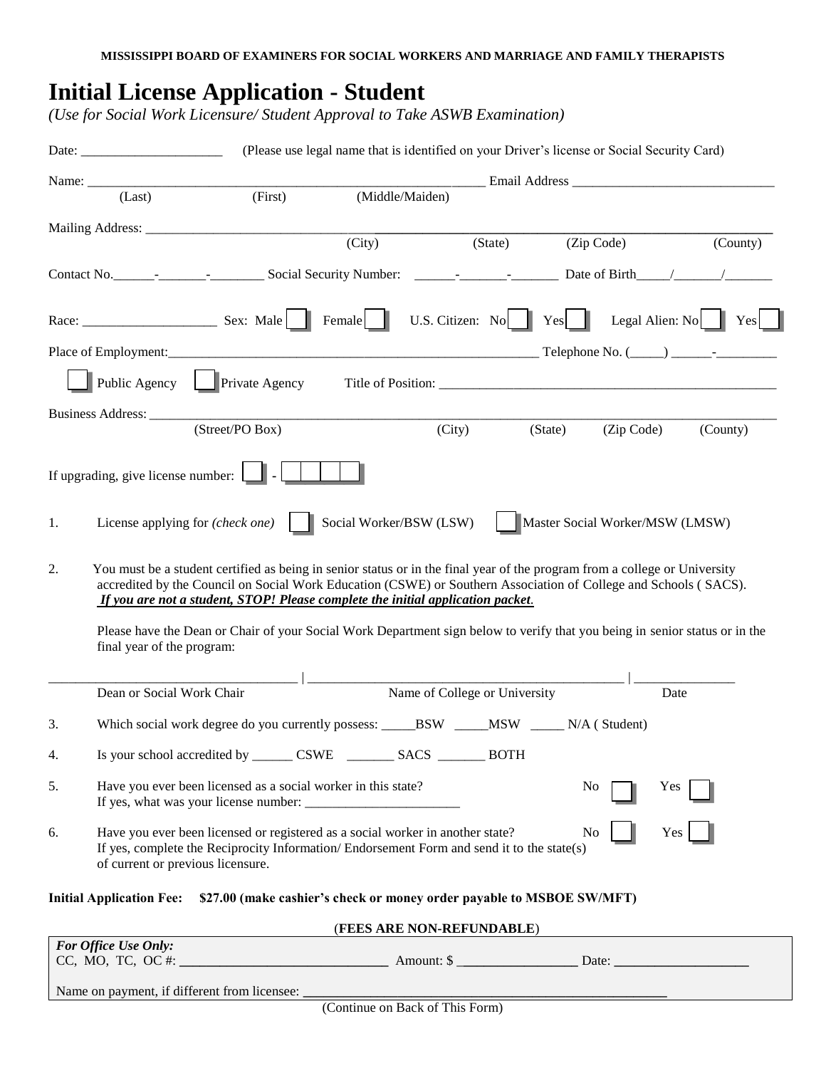**MISSISSIPPI BOARD OF EXAMINERS FOR SOCIAL WORKERS AND MARRIAGE AND FAMILY THERAPISTS**

# Initial License Application - Student

*(Use for Social Work Licensure/ Student Approval to Take ASWB Examination)*

Date: ____________________ (Please use legal name that is identified on your Driver's license or Social Security Card)

Name: ____________________________________________________________ Email Address ____________________________
(Last) (First) (Middle/Maiden)

Mailing Address: ____________________________________________________________________________________________
(City) (State) (Zip Code) (County)

Contact No.______-_______-________ Social Security Number: ______-_______-_______ Date of Birth_____/_______/_______

Race: ____________________ Sex: Male ☐ Female ☐ U.S. Citizen: No ☐ Yes ☐ Legal Alien: No ☐ Yes ☐

Place of Employment:__________________________________________________________ Telephone No. (_____) ______-_________

☐ Public Agency ☐ Private Agency Title of Position: __________________________________________________

Business Address: ____________________________________________________________________________________________
(Street/PO Box) (City) (State) (Zip Code) (County)

If upgrading, give license number: ☐ - ☐☐☐☐

1. License applying for *(check one)* ☐ Social Worker/BSW (LSW) ☐ Master Social Worker/MSW (LMSW)

2. You must be a student certified as being in senior status or in the final year of the program from a college or University accredited by the Council on Social Work Education (CSWE) or Southern Association of College and Schools ( SACS). ***If you are not a student, STOP! Please complete the initial application packet.***

   Please have the Dean or Chair of your Social Work Department sign below to verify that you being in senior status or in the final year of the program:

   ____________________________________ | ________________________________________________ | _______________
   Dean or Social Work Chair | Name of College or University | Date

3. Which social work degree do you currently possess: _____BSW _____MSW _____ N/A ( Student)

4. Is your school accredited by ______ CSWE _______ SACS _______ BOTH

5. Have you ever been licensed as a social worker in this state? No ☐ Yes ☐
   If yes, what was your license number: _______________________

6. Have you ever been licensed or registered as a social worker in another state? No ☐ Yes ☐
   If yes, complete the Reciprocity Information/ Endorsement Form and send it to the state(s) of current or previous licensure.

**Initial Application Fee: $27.00 (make cashier's check or money order payable to MSBOE SW/MFT)**

(**FEES ARE NON-REFUNDABLE**)

***For Office Use Only:***
CC, MO, TC, OC #: ______________________________ Amount: $ _________________ Date: ___________________

Name on payment, if different from licensee: _______________________________________________________

(Continue on Back of This Form)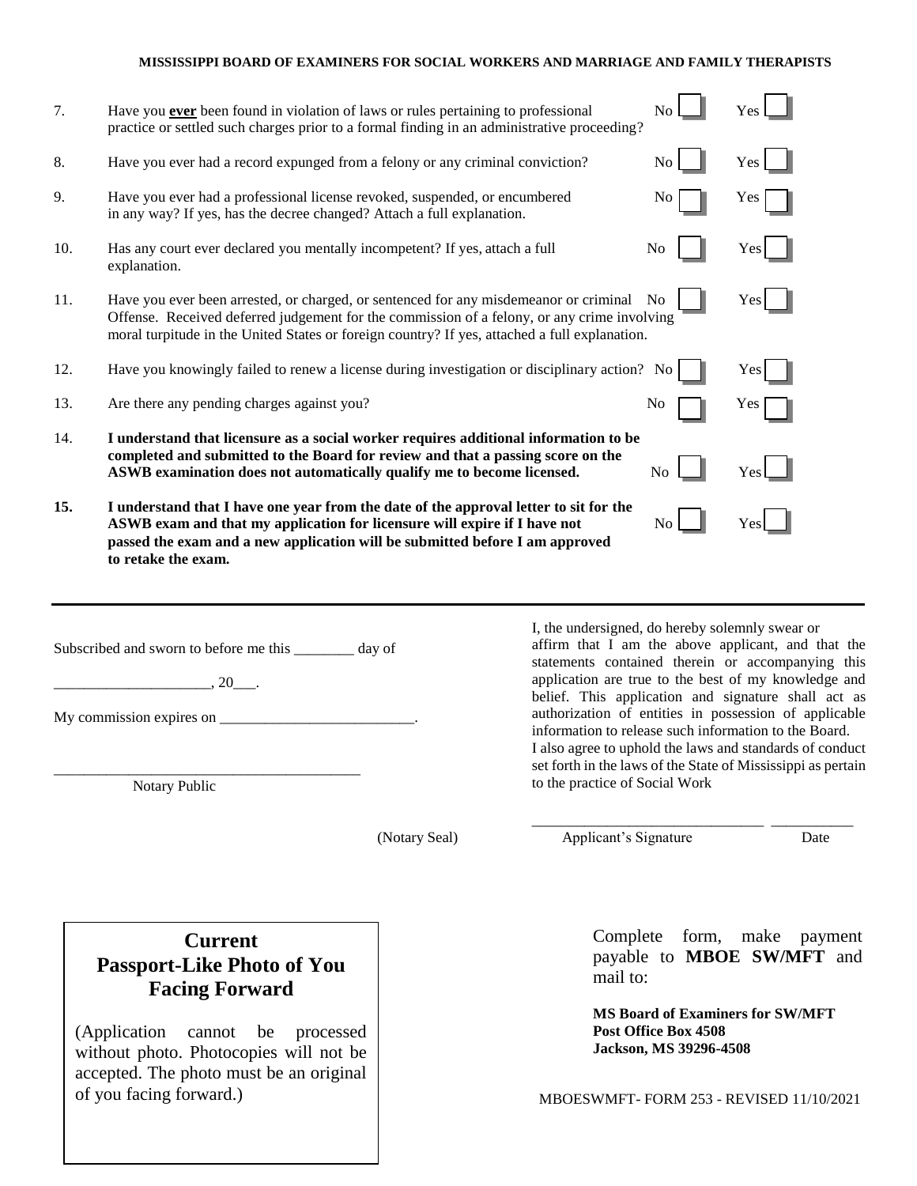**MISSISSIPPI BOARD OF EXAMINERS FOR SOCIAL WORKERS AND MARRIAGE AND FAMILY THERAPISTS**

7. Have you **ever** been found in violation of laws or rules pertaining to professional practice or settled such charges prior to a formal finding in an administrative proceeding? No ☐ Yes ☐

8. Have you ever had a record expunged from a felony or any criminal conviction? No ☐ Yes ☐

9. Have you ever had a professional license revoked, suspended, or encumbered in any way? If yes, has the decree changed? Attach a full explanation. No ☐ Yes ☐

10. Has any court ever declared you mentally incompetent? If yes, attach a full explanation. No ☐ Yes ☐

11. Have you ever been arrested, or charged, or sentenced for any misdemeanor or criminal Offense. Received deferred judgement for the commission of a felony, or any crime involving moral turpitude in the United States or foreign country? If yes, attached a full explanation. No ☐ Yes ☐

12. Have you knowingly failed to renew a license during investigation or disciplinary action? No ☐ Yes ☐

13. Are there any pending charges against you? No ☐ Yes ☐

14. **I understand that licensure as a social worker requires additional information to be completed and submitted to the Board for review and that a passing score on the ASWB examination does not automatically qualify me to become licensed.** No ☐ Yes ☐

**15.** **I understand that I have one year from the date of the approval letter to sit for the ASWB exam and that my application for licensure will expire if I have not passed the exam and a new application will be submitted before I am approved to retake the exam.** No ☐ Yes ☐

---

Subscribed and sworn to before me this ________ day of

_____________________, 20___.

My commission expires on __________________________.

_________________________________________
Notary Public

(Notary Seal)

I, the undersigned, do hereby solemnly swear or affirm that I am the above applicant, and that the statements contained therein or accompanying this application are true to the best of my knowledge and belief. This application and signature shall act as authorization of entities in possession of applicable information to release such information to the Board. I also agree to uphold the laws and standards of conduct set forth in the laws of the State of Mississippi as pertain to the practice of Social Work

_______________________________ ___________
Applicant's Signature Date

## Current Passport-Like Photo of You Facing Forward

(Application cannot be processed without photo. Photocopies will not be accepted. The photo must be an original of you facing forward.)

Complete form, make payment payable to **MBOE SW/MFT** and mail to:

**MS Board of Examiners for SW/MFT**
**Post Office Box 4508**
**Jackson, MS 39296-4508**

MBOESWMFT- FORM 253 - REVISED 11/10/2021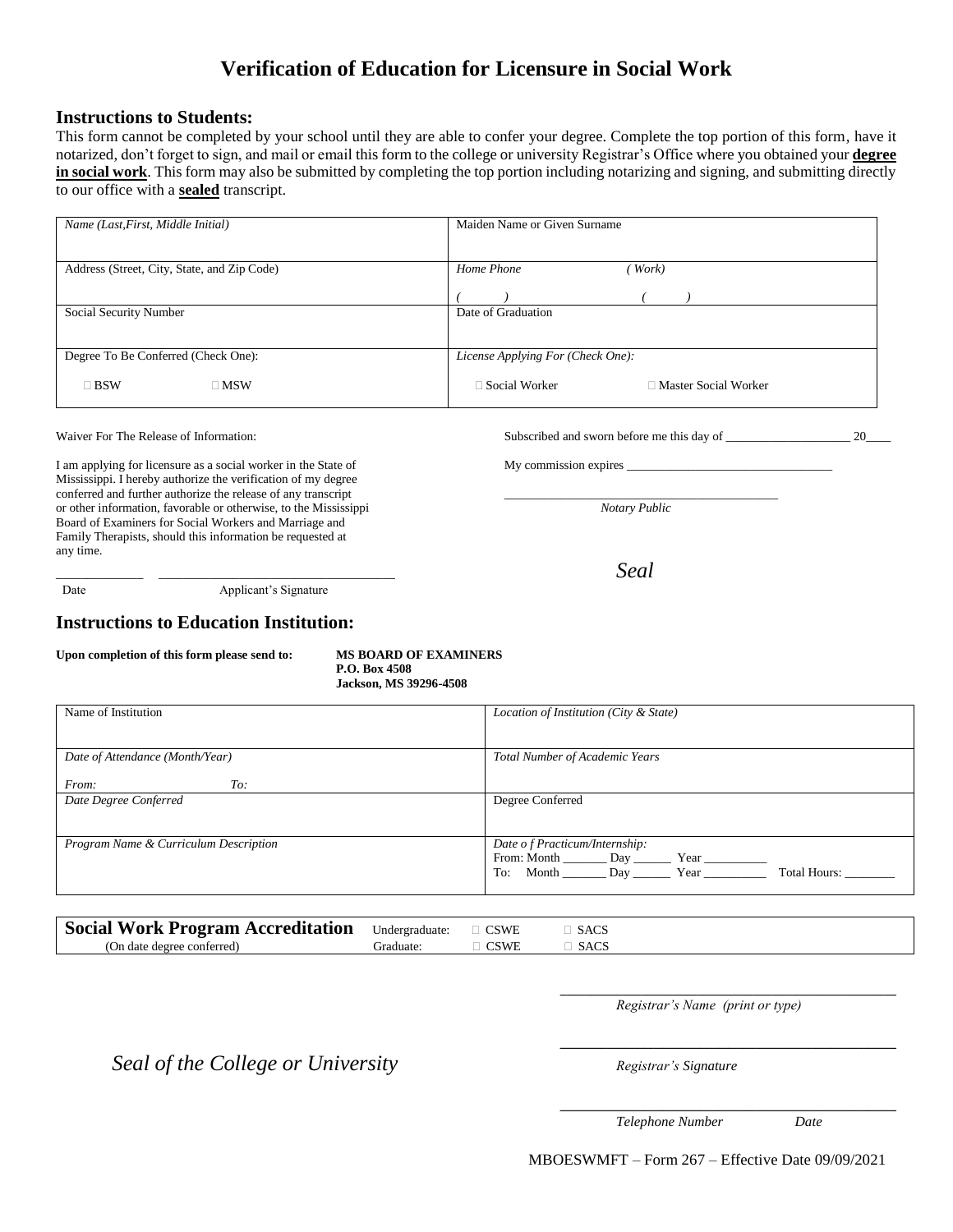# Verification of Education for Licensure in Social Work

## Instructions to Students:

This form cannot be completed by your school until they are able to confer your degree. Complete the top portion of this form, have it notarized, don't forget to sign, and mail or email this form to the college or university Registrar's Office where you obtained your **degree in social work**. This form may also be submitted by completing the top portion including notarizing and signing, and submitting directly to our office with a **sealed** transcript.

| | |
|---|---|
| *Name (Last,First, Middle Initial)* | Maiden Name or Given Surname |
| Address (Street, City, State, and Zip Code) | *Home Phone* ( ) *(Work)* ( ) |
| Social Security Number | Date of Graduation |
| Degree To Be Conferred (Check One): ☐ BSW ☐ MSW | *License Applying For (Check One):* ☐ Social Worker ☐ Master Social Worker |

Waiver For The Release of Information:

I am applying for licensure as a social worker in the State of Mississippi. I hereby authorize the verification of my degree conferred and further authorize the release of any transcript or other information, favorable or otherwise, to the Mississippi Board of Examiners for Social Workers and Marriage and Family Therapists, should this information be requested at any time.

_____________ ________________________________

Date Applicant's Signature

Subscribed and sworn before me this day of ____________________ 20____

My commission expires ________________________________

________________________________________

*Notary Public*

*Seal*

## Instructions to Education Institution:

**Upon completion of this form please send to:**

**MS BOARD OF EXAMINERS**
**P.O. Box 4508**
**Jackson, MS 39296-4508**

| | |
|---|---|
| Name of Institution | *Location of Institution (City & State)* |
| *Date of Attendance (Month/Year)* *From:* *To:* | *Total Number of Academic Years* |
| *Date Degree Conferred* | Degree Conferred |
| *Program Name & Curriculum Description* | *Date o f Practicum/Internship:* From: Month _______ Day ______ Year __________ To: Month _______ Day ______ Year __________ Total Hours: ________ |

| **Social Work Program Accreditation** (On date degree conferred) | | | |
|---|---|---|---|
| | Undergraduate: | ☐ CSWE | ☐ SACS |
| | Graduate: | ☐ CSWE | ☐ SACS |

*Seal of the College or University*

________________________________________
*Registrar's Name (print or type)*

________________________________________
*Registrar's Signature*

________________________________________
*Telephone Number* *Date*

MBOESWMFT – Form 267 – Effective Date 09/09/2021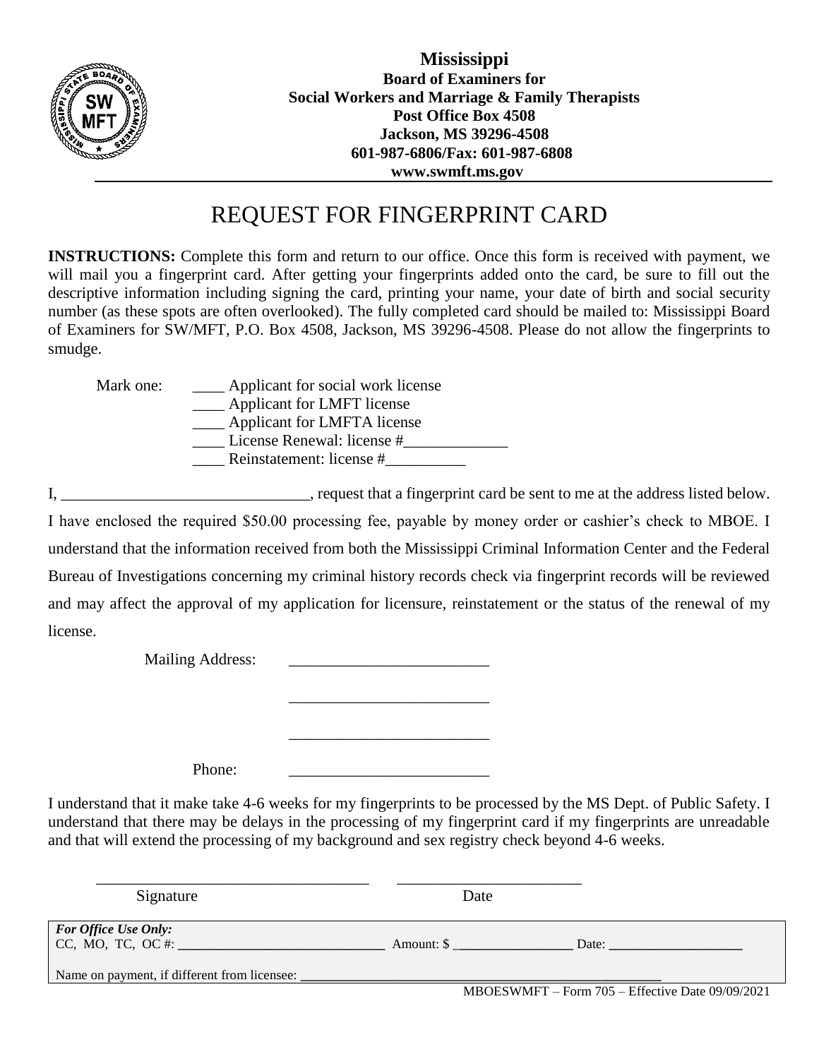**Mississippi**
**Board of Examiners for**
**Social Workers and Marriage & Family Therapists**
**Post Office Box 4508**
**Jackson, MS 39296-4508**
**601-987-6806/Fax: 601-987-6808**
**www.swmft.ms.gov**

# REQUEST FOR FINGERPRINT CARD

**INSTRUCTIONS:** Complete this form and return to our office. Once this form is received with payment, we will mail you a fingerprint card. After getting your fingerprints added onto the card, be sure to fill out the descriptive information including signing the card, printing your name, your date of birth and social security number (as these spots are often overlooked). The fully completed card should be mailed to: Mississippi Board of Examiners for SW/MFT, P.O. Box 4508, Jackson, MS 39296-4508. Please do not allow the fingerprints to smudge.

Mark one:
____ Applicant for social work license
____ Applicant for LMFT license
____ Applicant for LMFTA license
____ License Renewal: license #_____________
____ Reinstatement: license #__________

I, _______________________________, request that a fingerprint card be sent to me at the address listed below. I have enclosed the required $50.00 processing fee, payable by money order or cashier's check to MBOE. I understand that the information received from both the Mississippi Criminal Information Center and the Federal Bureau of Investigations concerning my criminal history records check via fingerprint records will be reviewed and may affect the approval of my application for licensure, reinstatement or the status of the renewal of my license.

Mailing Address: _________________________

_________________________

_________________________

Phone: _________________________

I understand that it make take 4-6 weeks for my fingerprints to be processed by the MS Dept. of Public Safety. I understand that there may be delays in the processing of my fingerprint card if my fingerprints are unreadable and that will extend the processing of my background and sex registry check beyond 4-6 weeks.

___________________________________ _______________________
Signature Date

*For Office Use Only:*
CC, MO, TC, OC #: ______________________________ Amount: $ _________________ Date: ___________________

Name on payment, if different from licensee: _____________________________________________________

MBOESWMFT – Form 705 – Effective Date 09/09/2021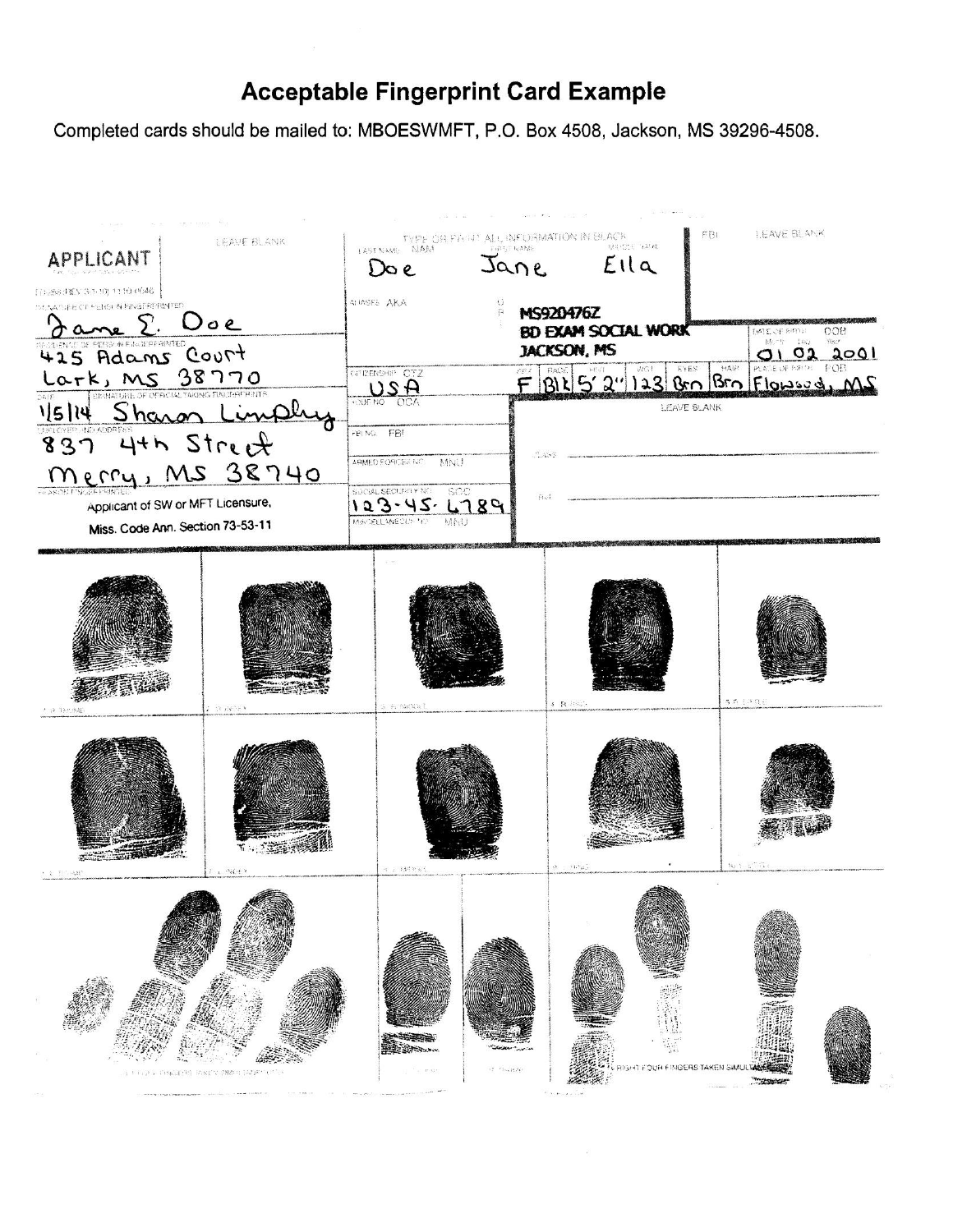# Acceptable Fingerprint Card Example

Completed cards should be mailed to: MBOESWMFT, P.O. Box 4508, Jackson, MS 39296-4508.

**APPLICANT**

LEAVE BLANK

TYPE OR PRINT ALL INFORMATION IN BLACK

LAST NAME NAM: Doe
FIRST NAME: Jane
MIDDLE NAME: Ella

FBI LEAVE BLANK

SIGNATURE OF PERSON FINGERPRINTED: Jane E. Doe

ALIASES AKA

ORI: MS920476Z
BD EXAM SOCIAL WORK
JACKSON, MS

DATE OF BIRTH DOB: 01 02 2001

RESIDENCE OF PERSON FINGERPRINTED: 425 Adams Court, Lark, MS 38770

CITIZENSHIP CTZ: USA

| SEX | RACE | HGT | WGT | EYES | HAIR | PLACE OF BIRTH POB |
|---|---|---|---|---|---|---|
| F | Blk | 5'2" | 123 | Brn | Brn | Flowood, MS |

DATE: 1/5/14
SIGNATURE OF OFFICIAL TAKING FINGERPRINTS: Sharon Linphy

YOUR NO. OCA

LEAVE BLANK

EMPLOYER AND ADDRESS: 837 4th Street, Merry, MS 38740

FBI NO. FBI

ARMED FORCES NO. MNU

CLASS

REASON FINGERPRINTED: Applicant of SW or MFT Licensure, Miss. Code Ann. Section 73-53-11

SOCIAL SECURITY NO. SOC: 123-45-6789

REF

MISCELLANEOUS NO. MNU

RIGHT FOUR FINGERS TAKEN SIMULTANEOUSLY